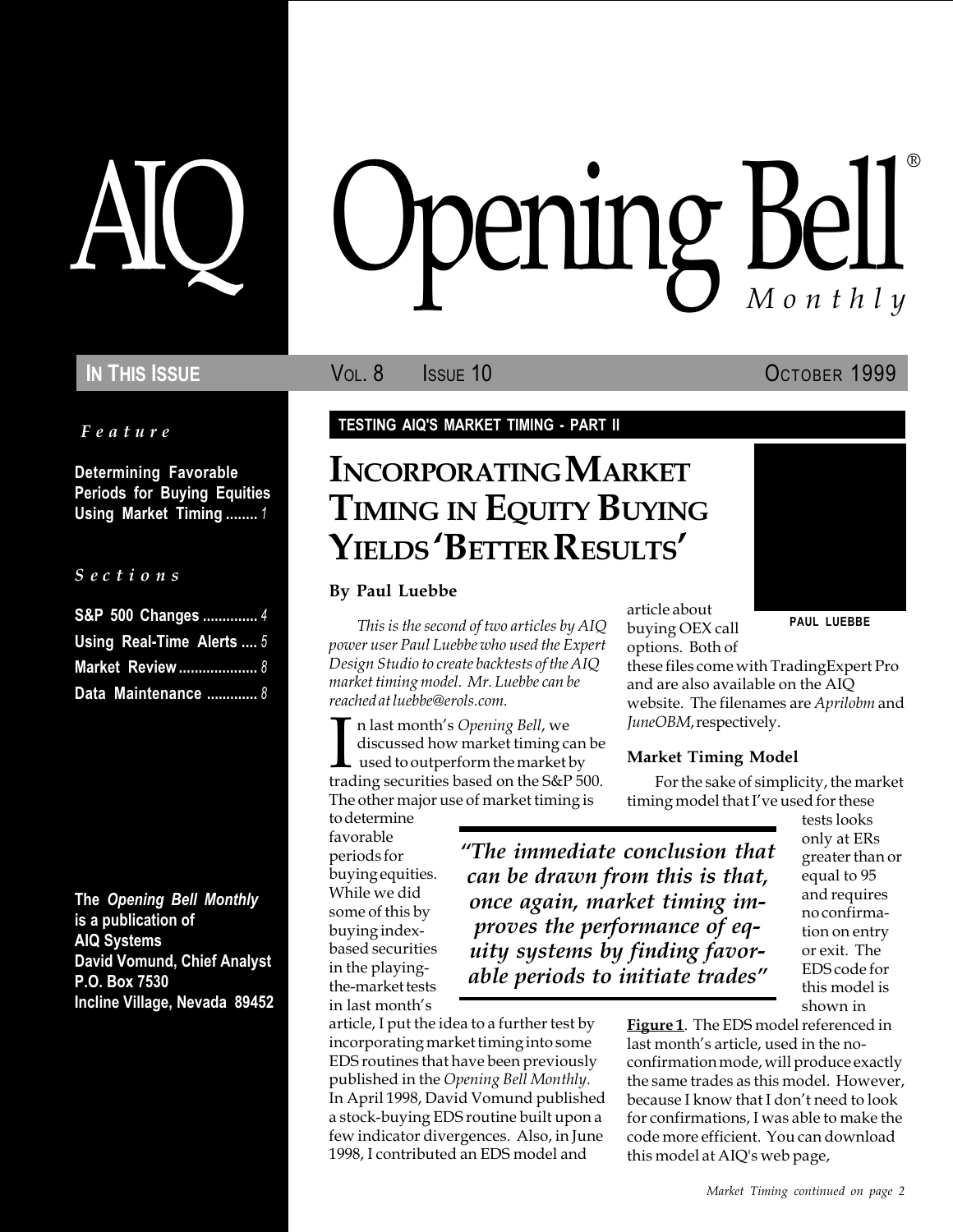# AIQ Opening Bell® Monthly

**In This Issue** Vol. 8 Issue 10 October 1999

*Feature*

**Determining Favorable Periods for Buying Equities Using Market Timing ........ 1**

*Sections*

**S&P 500 Changes .............. 4**
**Using Real-Time Alerts .... 5**
**Market Review .................... 8**
**Data Maintenance ............. 8**

**The *Opening Bell Monthly* is a publication of AIQ Systems**
**David Vomund, Chief Analyst**
**P.O. Box 7530**
**Incline Village, Nevada 89452**

**TESTING AIQ'S MARKET TIMING - PART II**

## Incorporating Market Timing in Equity Buying Yields 'Better Results'

**By Paul Luebbe**

PAUL LUEBBE

*This is the second of two articles by AIQ power user Paul Luebbe who used the Expert Design Studio to create backtests of the AIQ market timing model. Mr. Luebbe can be reached at luebbe@erols.com.*

In last month's *Opening Bell*, we discussed how market timing can be used to outperform the market by trading securities based on the S&P 500. The other major use of market timing is to determine favorable periods for buying equities. While we did some of this by buying index-based securities in the playing-the-market tests in last month's article, I put the idea to a further test by incorporating market timing into some EDS routines that have been previously published in the *Opening Bell Monthly*. In April 1998, David Vomund published a stock-buying EDS routine built upon a few indicator divergences. Also, in June 1998, I contributed an EDS model and article about buying OEX call options. Both of these files come with TradingExpert Pro and are also available on the AIQ website. The filenames are *Aprilobm* and *JuneOBM*, respectively.

> *"The immediate conclusion that can be drawn from this is that, once again, market timing improves the performance of equity systems by finding favorable periods to initiate trades"*

### Market Timing Model

For the sake of simplicity, the market timing model that I've used for these tests looks only at ERs greater than or equal to 95 and requires no confirmation on entry or exit. The EDS code for this model is shown in **Figure 1**. The EDS model referenced in last month's article, used in the no-confirmation mode, will produce exactly the same trades as this model. However, because I know that I don't need to look for confirmations, I was able to make the code more efficient. You can download this model at AIQ's web page,

*Market Timing continued on page 2*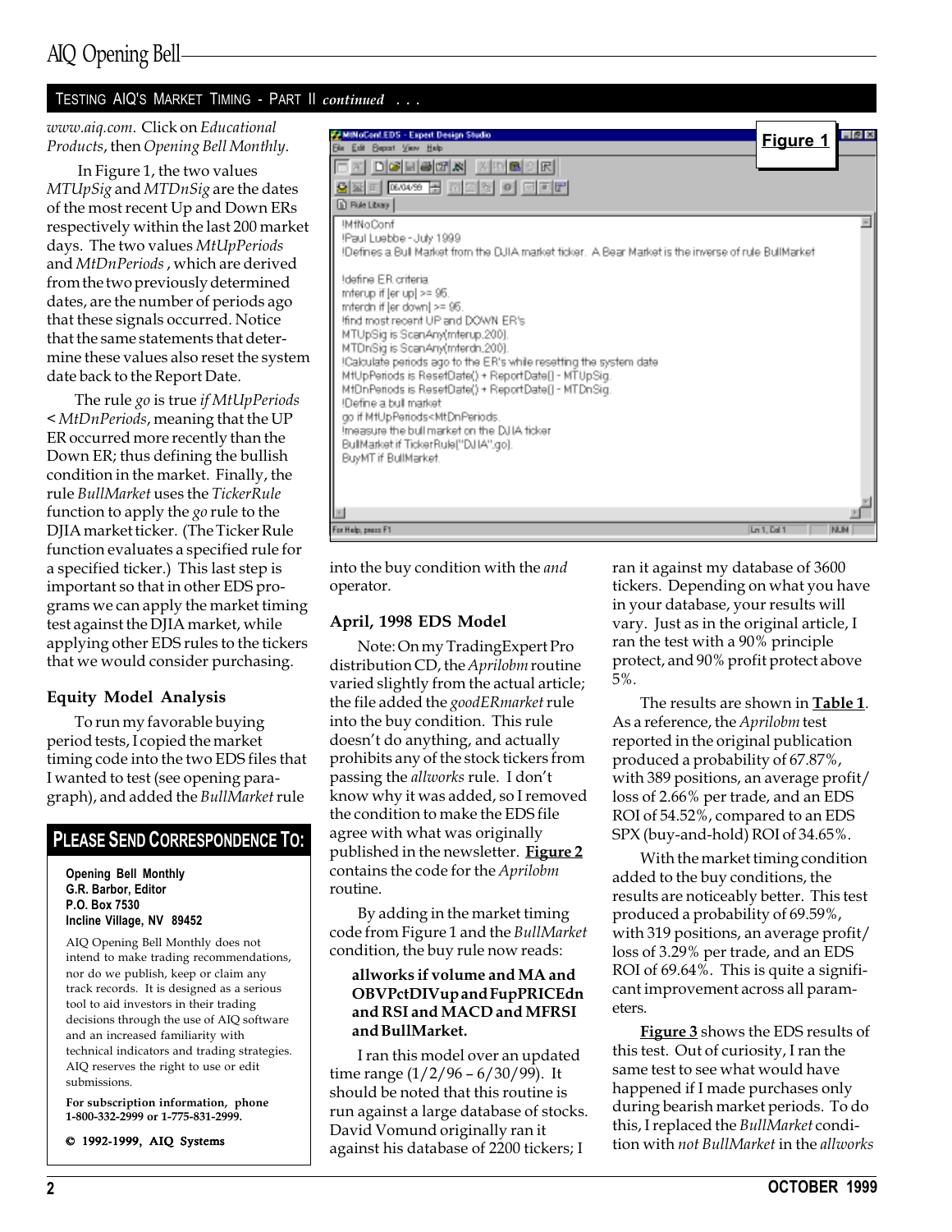## TESTING AIQ'S MARKET TIMING - PART II *continued . . .*

*www.aiq.com*. Click on *Educational Products*, then *Opening Bell Monthly*.

In Figure 1, the two values *MTUpSig* and *MTDnSig* are the dates of the most recent Up and Down ERs respectively within the last 200 market days. The two values *MtUpPeriods* and *MtDnPeriods* , which are derived from the two previously determined dates, are the number of periods ago that these signals occurred. Notice that the same statements that determine these values also reset the system date back to the Report Date.

The rule *go* is true *if MtUpPeriods < MtDnPeriods*, meaning that the UP ER occurred more recently than the Down ER; thus defining the bullish condition in the market. Finally, the rule *BullMarket* uses the *TickerRule* function to apply the *go* rule to the DJIA market ticker. (The Ticker Rule function evaluates a specified rule for a specified ticker.) This last step is important so that in other EDS programs we can apply the market timing test against the DJIA market, while applying other EDS rules to the tickers that we would consider purchasing.

**Figure 1**

```
!MtNoConf
!Paul Luebbe - July 1999
!Defines a Bull Market from the DJIA market ticker. A Bear Market is the inverse of rule BullMarket

!define ER criteria
mterup if [er up] >= 95.
mterdn if [er down] >= 95.
!find most recent UP and DOWN ER's
MTUpSig is ScanAny(mterup,200).
MTDnSig is ScanAny(mterdn,200).
!Calculate periods ago to the ER's while resetting the system date
MtUpPeriods is ResetDate() + ReportDate() - MTUpSig.
MtDnPeriods is ResetDate() + ReportDate() - MTDnSig.
!Define a bull market
go if MtUpPeriods<MtDnPeriods.
!measure the bull market on the DJIA ticker
BullMarket if TickerRule("DJIA",go).
BuyMT if BullMarket.
```

### Equity Model Analysis

To run my favorable buying period tests, I copied the market timing code into the two EDS files that I wanted to test (see opening paragraph), and added the *BullMarket* rule into the buy condition with the *and* operator.

### April, 1998 EDS Model

Note: On my TradingExpert Pro distribution CD, the *Aprilobm* routine varied slightly from the actual article; the file added the *goodERmarket* rule into the buy condition. This rule doesn't do anything, and actually prohibits any of the stock tickers from passing the *allworks* rule. I don't know why it was added, so I removed the condition to make the EDS file agree with what was originally published in the newsletter. **Figure 2** contains the code for the *Aprilobm* routine.

By adding in the market timing code from Figure 1 and the *BullMarket* condition, the buy rule now reads:

> **allworks if volume and MA and OBVPctDIVup and FupPRICEdn and RSI and MACD and MFRSI and BullMarket.**

I ran this model over an updated time range (1/2/96 – 6/30/99). It should be noted that this routine is run against a large database of stocks. David Vomund originally ran it against his database of 2200 tickers; I ran it against my database of 3600 tickers. Depending on what you have in your database, your results will vary. Just as in the original article, I ran the test with a 90% principle protect, and 90% profit protect above 5%.

The results are shown in **Table 1**. As a reference, the *Aprilobm* test reported in the original publication produced a probability of 67.87%, with 389 positions, an average profit/loss of 2.66% per trade, and an EDS ROI of 54.52%, compared to an EDS SPX (buy-and-hold) ROI of 34.65%.

With the market timing condition added to the buy conditions, the results are noticeably better. This test produced a probability of 69.59%, with 319 positions, an average profit/loss of 3.29% per trade, and an EDS ROI of 69.64%. This is quite a significant improvement across all parameters.

**Figure 3** shows the EDS results of this test. Out of curiosity, I ran the same test to see what would have happened if I made purchases only during bearish market periods. To do this, I replaced the *BullMarket* condition with *not BullMarket* in the *allworks*

---

## PLEASE SEND CORRESPONDENCE TO:

**Opening Bell Monthly**
**G.R. Barbor, Editor**
**P.O. Box 7530**
**Incline Village, NV 89452**

AIQ Opening Bell Monthly does not intend to make trading recommendations, nor do we publish, keep or claim any track records. It is designed as a serious tool to aid investors in their trading decisions through the use of AIQ software and an increased familiarity with technical indicators and trading strategies. AIQ reserves the right to use or edit submissions.

**For subscription information, phone 1-800-332-2999 or 1-775-831-2999.**

**© 1992-1999, AIQ Systems**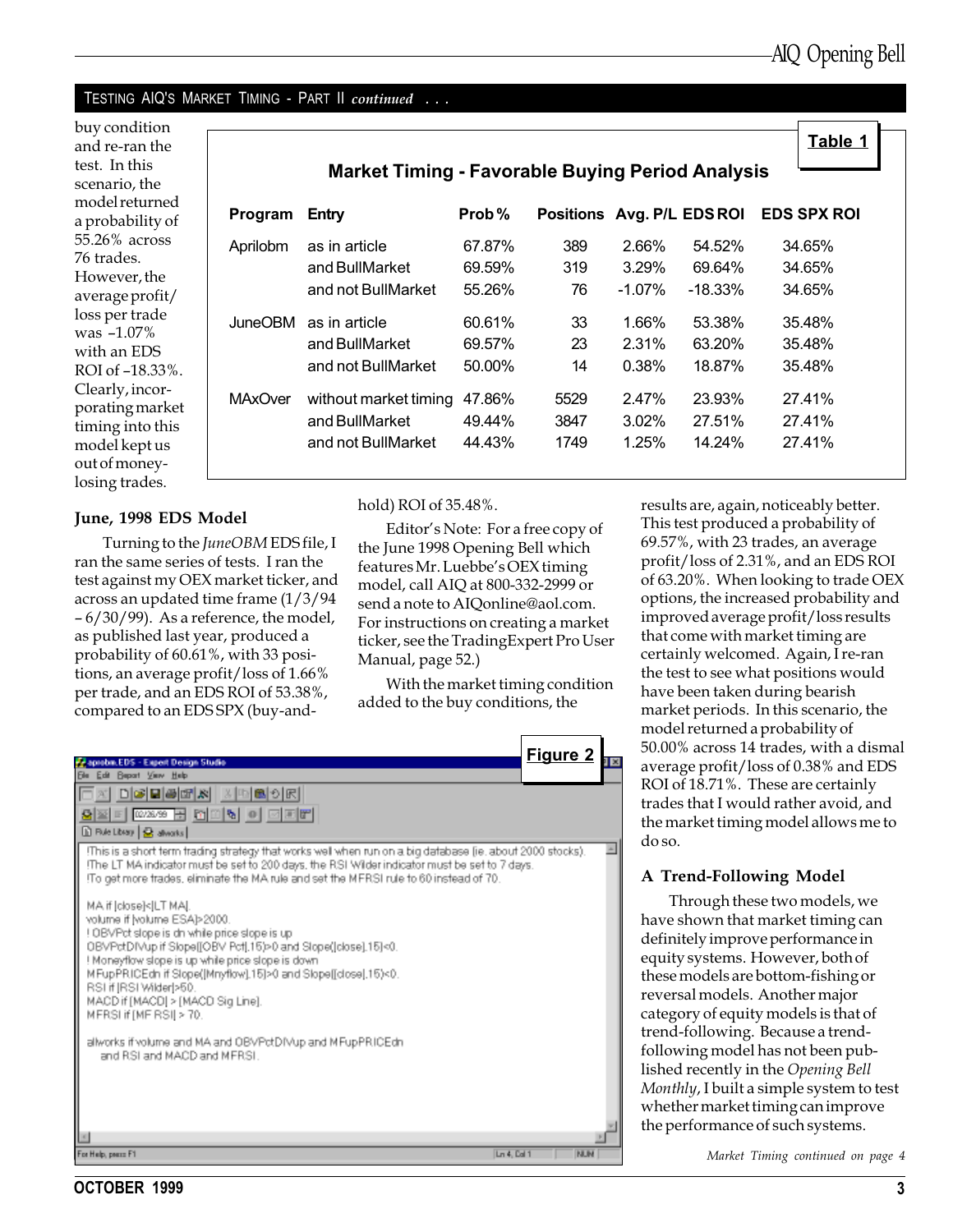## TESTING AIQ'S MARKET TIMING - PART II *continued* . . .

buy condition and re-ran the test. In this scenario, the model returned a probability of 55.26% across 76 trades. However, the average profit/loss per trade was –1.07% with an EDS ROI of –18.33%. Clearly, incorporating market timing into this model kept us out of money-losing trades.

**Table 1**

**Market Timing - Favorable Buying Period Analysis**

| Program | Entry | Prob% | Positions | Avg. P/L | EDS ROI | EDS SPX ROI |
|---|---|---|---|---|---|---|
| Aprilobm | as in article | 67.87% | 389 | 2.66% | 54.52% | 34.65% |
| | and BullMarket | 69.59% | 319 | 3.29% | 69.64% | 34.65% |
| | and not BullMarket | 55.26% | 76 | -1.07% | -18.33% | 34.65% |
| JuneOBM | as in article | 60.61% | 33 | 1.66% | 53.38% | 35.48% |
| | and BullMarket | 69.57% | 23 | 2.31% | 63.20% | 35.48% |
| | and not BullMarket | 50.00% | 14 | 0.38% | 18.87% | 35.48% |
| MAxOver | without market timing | 47.86% | 5529 | 2.47% | 23.93% | 27.41% |
| | and BullMarket | 49.44% | 3847 | 3.02% | 27.51% | 27.41% |
| | and not BullMarket | 44.43% | 1749 | 1.25% | 14.24% | 27.41% |

### June, 1998 EDS Model

Turning to the *JuneOBM* EDS file, I ran the same series of tests. I ran the test against my OEX market ticker, and across an updated time frame (1/3/94 – 6/30/99). As a reference, the model, as published last year, produced a probability of 60.61%, with 33 positions, an average profit/loss of 1.66% per trade, and an EDS ROI of 53.38%, compared to an EDS SPX (buy-and-hold) ROI of 35.48%.

Editor's Note: For a free copy of the June 1998 Opening Bell which features Mr. Luebbe's OEX timing model, call AIQ at 800-332-2999 or send a note to AIQonline@aol.com. For instructions on creating a market ticker, see the TradingExpert Pro User Manual, page 52.)

With the market timing condition added to the buy conditions, the results are, again, noticeably better. This test produced a probability of 69.57%, with 23 trades, an average profit/loss of 2.31%, and an EDS ROI of 63.20%. When looking to trade OEX options, the increased probability and improved average profit/loss results that come with market timing are certainly welcomed. Again, I re-ran the test to see what positions would have been taken during bearish market periods. In this scenario, the model returned a probability of 50.00% across 14 trades, with a dismal average profit/loss of 0.38% and EDS ROI of 18.71%. These are certainly trades that I would rather avoid, and the market timing model allows me to do so.

**Figure 2**

aprobm.EDS - Expert Design Studio

```
!This is a short term trading strategy that works well when run on a big database (ie. about 2000 stocks).
!The LT MA indicator must be set to 200 days, the RSI Wilder indicator must be set to 7 days.
!To get more trades, eliminate the MA rule and set the MFRSI rule to 60 instead of 70.

MA if [close]<[LT MA].
volume if [volume ESA]>2000.
! OBVPct slope is dn while price slope is up
OBVPctDIVup if Slope([OBV Pct],15)>0 and Slope([close],15)<0.
! Moneyflow slope is up while price slope is down
MFupPRICEdn if Slope([Mnyflow],15)>0 and Slope([close],15)<0.
RSI if [RSI Wilder]>50.
MACD if [MACD] > [MACD Sig Line].
MFRSI if [MF RSI] > 70.

allworks if volume and MA and OBVPctDIVup and MFupPRICEdn
    and RSI and MACD and MFRSI.
```

### A Trend-Following Model

Through these two models, we have shown that market timing can definitely improve performance in equity systems. However, both of these models are bottom-fishing or reversal models. Another major category of equity models is that of trend-following. Because a trend-following model has not been published recently in the *Opening Bell Monthly*, I built a simple system to test whether market timing can improve the performance of such systems.

*Market Timing continued on page 4*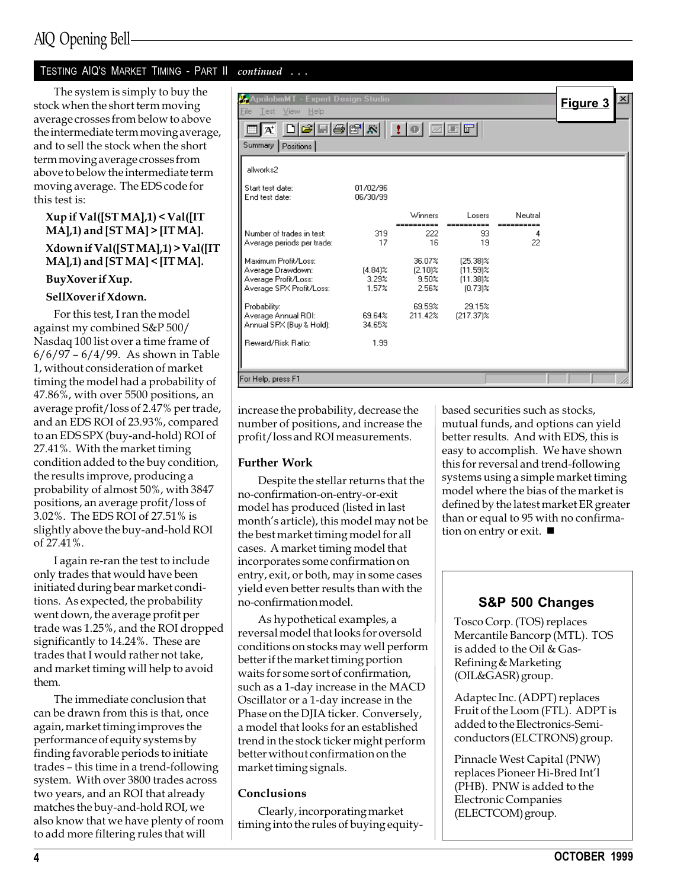## TESTING AIQ'S MARKET TIMING - PART II *continued . . .*

The system is simply to buy the stock when the short term moving average crosses from below to above the intermediate term moving average, and to sell the stock when the short term moving average crosses from above to below the intermediate term moving average. The EDS code for this test is:

**Xup if Val([ST MA],1) < Val([IT MA],1) and [ST MA] > [IT MA].**

**Xdown if Val([ST MA],1) > Val([IT MA],1) and [ST MA] < [IT MA].**

**BuyXover if Xup.**

**SellXover if Xdown.**

For this test, I ran the model against my combined S&P 500/ Nasdaq 100 list over a time frame of 6/6/97 – 6/4/99. As shown in Table 1, without consideration of market timing the model had a probability of 47.86%, with over 5500 positions, an average profit/loss of 2.47% per trade, and an EDS ROI of 23.93%, compared to an EDS SPX (buy-and-hold) ROI of 27.41%. With the market timing condition added to the buy condition, the results improve, producing a probability of almost 50%, with 3847 positions, an average profit/loss of 3.02%. The EDS ROI of 27.51% is slightly above the buy-and-hold ROI of 27.41%.

I again re-ran the test to include only trades that would have been initiated during bear market conditions. As expected, the probability went down, the average profit per trade was 1.25%, and the ROI dropped significantly to 14.24%. These are trades that I would rather not take, and market timing will help to avoid them.

The immediate conclusion that can be drawn from this is that, once again, market timing improves the performance of equity systems by finding favorable periods to initiate trades – this time in a trend-following system. With over 3800 trades across two years, and an ROI that already matches the buy-and-hold ROI, we also know that we have plenty of room to add more filtering rules that will increase the probability, decrease the number of positions, and increase the profit/loss and ROI measurements.

**Figure 3**

AprilobmMT - Expert Design Studio

allworks2

Start test date: 01/02/96
End test date: 06/30/99

| | | Winners | Losers | Neutral |
|---|---|---|---|---|
| Number of trades in test: | 319 | 222 | 93 | 4 |
| Average periods per trade: | 17 | 16 | 19 | 22 |
| Maximum Profit/Loss: | | 36.07% | (25.38)% | |
| Average Drawdown: | (4.84)% | (2.10)% | (11.59)% | |
| Average Profit/Loss: | 3.29% | 9.50% | (11.38)% | |
| Average SPX Profit/Loss: | 1.57% | 2.56% | (0.73)% | |
| Probability: | | 69.59% | 29.15% | |
| Average Annual ROI: | 69.64% | 211.42% | (217.37)% | |
| Annual SPX (Buy & Hold): | 34.65% | | | |
| Reward/Risk Ratio: | 1.99 | | | |

### Further Work

Despite the stellar returns that the no-confirmation-on-entry-or-exit model has produced (listed in last month's article), this model may not be the best market timing model for all cases. A market timing model that incorporates some confirmation on entry, exit, or both, may in some cases yield even better results than with the no-confirmation model.

As hypothetical examples, a reversal model that looks for oversold conditions on stocks may well perform better if the market timing portion waits for some sort of confirmation, such as a 1-day increase in the MACD Oscillator or a 1-day increase in the Phase on the DJIA ticker. Conversely, a model that looks for an established trend in the stock ticker might perform better without confirmation on the market timing signals.

### Conclusions

Clearly, incorporating market timing into the rules of buying equity-based securities such as stocks, mutual funds, and options can yield better results. And with EDS, this is easy to accomplish. We have shown this for reversal and trend-following systems using a simple market timing model where the bias of the market is defined by the latest market ER greater than or equal to 95 with no confirmation on entry or exit. ■

### S&P 500 Changes

Tosco Corp. (TOS) replaces Mercantile Bancorp (MTL). TOS is added to the Oil & Gas-Refining & Marketing (OIL&GASR) group.

Adaptec Inc. (ADPT) replaces Fruit of the Loom (FTL). ADPT is added to the Electronics-Semiconductors (ELCTRONS) group.

Pinnacle West Capital (PNW) replaces Pioneer Hi-Bred Int'l (PHB). PNW is added to the Electronic Companies (ELECTCOM) group.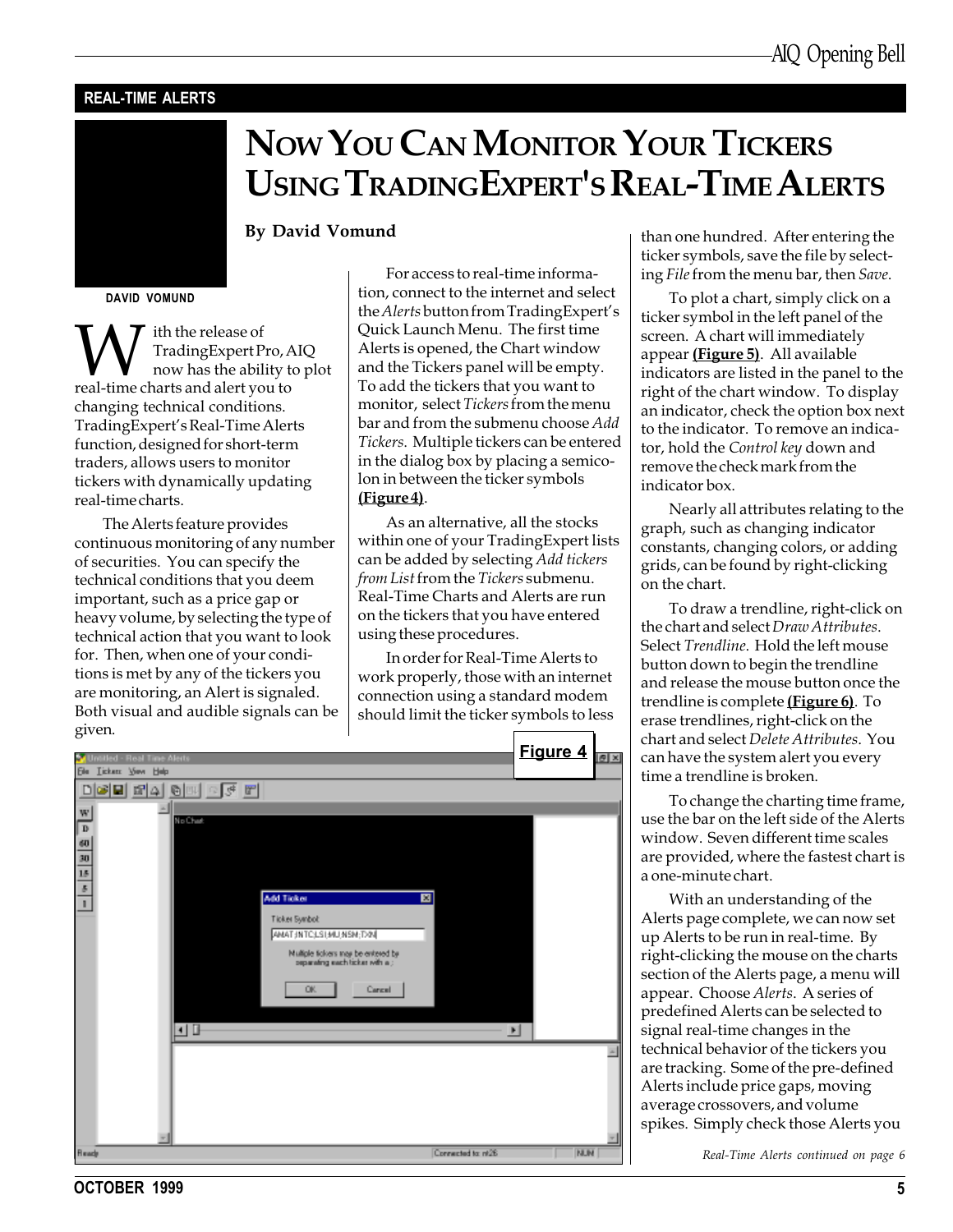REAL-TIME ALERTS

# NOW YOU CAN MONITOR YOUR TICKERS USING TRADINGEXPERT'S REAL-TIME ALERTS

**By David Vomund**

DAVID VOMUND

With the release of TradingExpert Pro, AIQ now has the ability to plot real-time charts and alert you to changing technical conditions. TradingExpert's Real-Time Alerts function, designed for short-term traders, allows users to monitor tickers with dynamically updating real-time charts.

The Alerts feature provides continuous monitoring of any number of securities. You can specify the technical conditions that you deem important, such as a price gap or heavy volume, by selecting the type of technical action that you want to look for. Then, when one of your conditions is met by any of the tickers you are monitoring, an Alert is signaled. Both visual and audible signals can be given.

For access to real-time information, connect to the internet and select the *Alerts* button from TradingExpert's Quick Launch Menu. The first time Alerts is opened, the Chart window and the Tickers panel will be empty. To add the tickers that you want to monitor, select *Tickers* from the menu bar and from the submenu choose *Add Tickers*. Multiple tickers can be entered in the dialog box by placing a semicolon in between the ticker symbols **(Figure 4)**.

As an alternative, all the stocks within one of your TradingExpert lists can be added by selecting *Add tickers from List* from the *Tickers* submenu. Real-Time Charts and Alerts are run on the tickers that you have entered using these procedures.

In order for Real-Time Alerts to work properly, those with an internet connection using a standard modem should limit the ticker symbols to less than one hundred. After entering the ticker symbols, save the file by selecting *File* from the menu bar, then *Save*.

To plot a chart, simply click on a ticker symbol in the left panel of the screen. A chart will immediately appear **(Figure 5)**. All available indicators are listed in the panel to the right of the chart window. To display an indicator, check the option box next to the indicator. To remove an indicator, hold the *Control key* down and remove the checkmark from the indicator box.

Nearly all attributes relating to the graph, such as changing indicator constants, changing colors, or adding grids, can be found by right-clicking on the chart.

To draw a trendline, right-click on the chart and select *Draw Attributes*. Select *Trendline*. Hold the left mouse button down to begin the trendline and release the mouse button once the trendline is complete **(Figure 6)**. To erase trendlines, right-click on the chart and select *Delete Attributes*. You can have the system alert you every time a trendline is broken.

To change the charting time frame, use the bar on the left side of the Alerts window. Seven different time scales are provided, where the fastest chart is a one-minute chart.

With an understanding of the Alerts page complete, we can now set up Alerts to be run in real-time. By right-clicking the mouse on the charts section of the Alerts page, a menu will appear. Choose *Alerts*. A series of predefined Alerts can be selected to signal real-time changes in the technical behavior of the tickers you are tracking. Some of the pre-defined Alerts include price gaps, moving average crossovers, and volume spikes. Simply check those Alerts you

**Figure 4**

*Real-Time Alerts continued on page 6*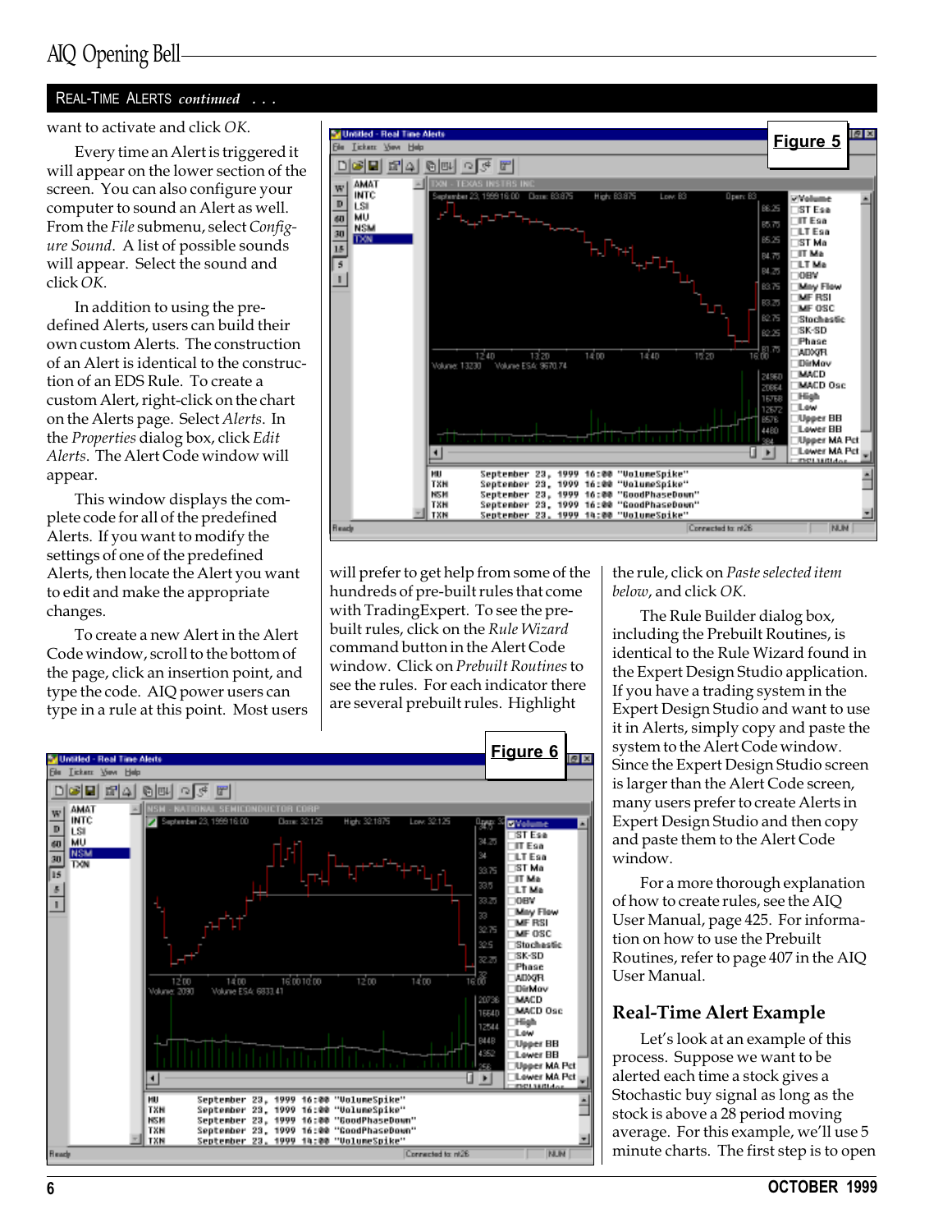## REAL-TIME ALERTS *continued* . . .

want to activate and click *OK*.

Every time an Alert is triggered it will appear on the lower section of the screen. You can also configure your computer to sound an Alert as well. From the *File* submenu, select *Configure Sound*. A list of possible sounds will appear. Select the sound and click *OK*.

In addition to using the predefined Alerts, users can build their own custom Alerts. The construction of an Alert is identical to the construction of an EDS Rule. To create a custom Alert, right-click on the chart on the Alerts page. Select *Alerts*. In the *Properties* dialog box, click *Edit Alerts*. The Alert Code window will appear.

This window displays the complete code for all of the predefined Alerts. If you want to modify the settings of one of the predefined Alerts, then locate the Alert you want to edit and make the appropriate changes.

To create a new Alert in the Alert Code window, scroll to the bottom of the page, click an insertion point, and type the code. AIQ power users can type in a rule at this point. Most users will prefer to get help from some of the hundreds of pre-built rules that come with TradingExpert. To see the prebuilt rules, click on the *Rule Wizard* command button in the Alert Code window. Click on *Prebuilt Routines* to see the rules. For each indicator there are several prebuilt rules. Highlight the rule, click on *Paste selected item below*, and click *OK*.

The Rule Builder dialog box, including the Prebuilt Routines, is identical to the Rule Wizard found in the Expert Design Studio application. If you have a trading system in the Expert Design Studio and want to use it in Alerts, simply copy and paste the system to the Alert Code window. Since the Expert Design Studio screen is larger than the Alert Code screen, many users prefer to create Alerts in Expert Design Studio and then copy and paste them to the Alert Code window.

For a more thorough explanation of how to create rules, see the AIQ User Manual, page 425. For information on how to use the Prebuilt Routines, refer to page 407 in the AIQ User Manual.

**Figure 5**

**Figure 6**

## Real-Time Alert Example

Let's look at an example of this process. Suppose we want to be alerted each time a stock gives a Stochastic buy signal as long as the stock is above a 28 period moving average. For this example, we'll use 5 minute charts. The first step is to open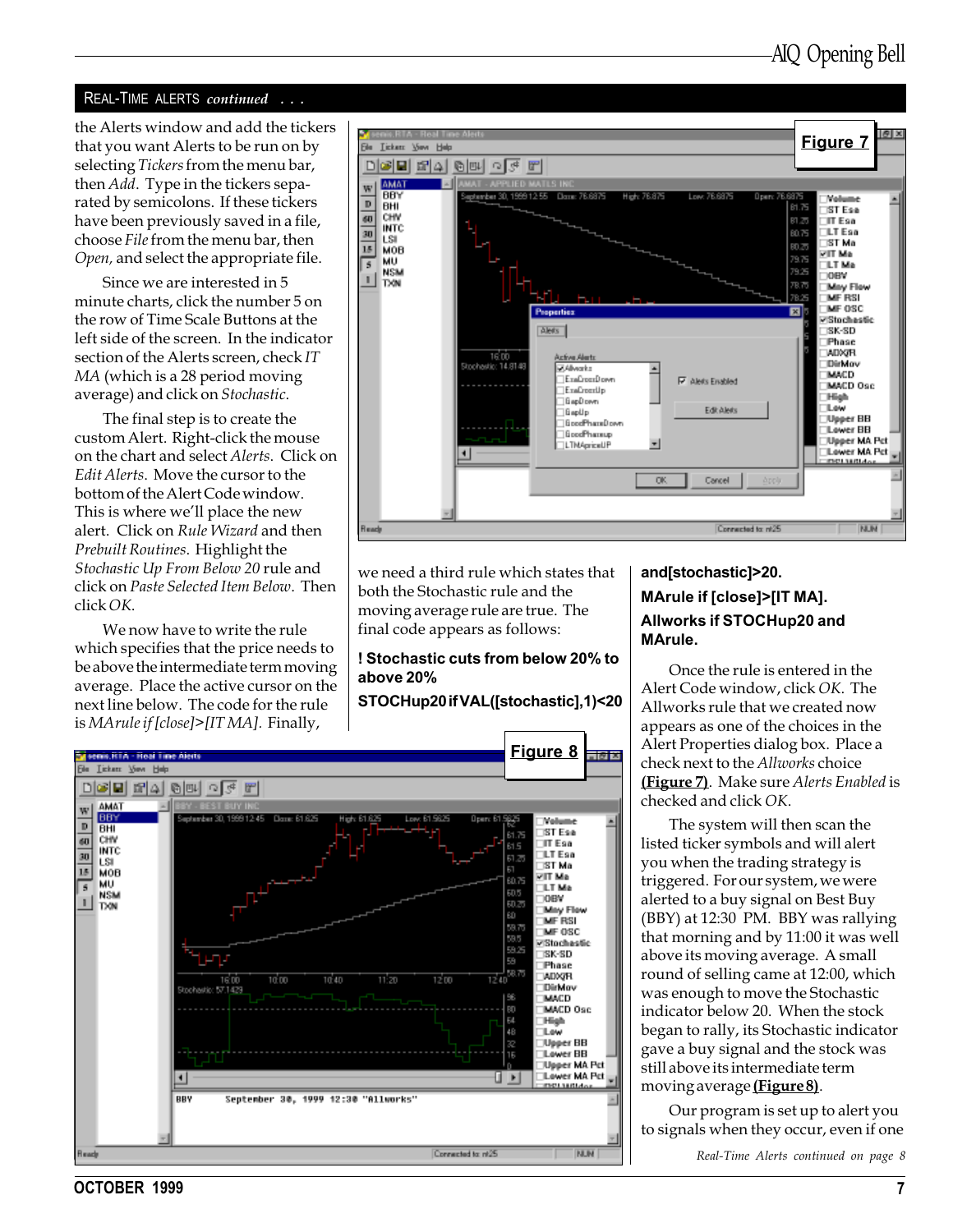## REAL-TIME ALERTS *continued* . . .

the Alerts window and add the tickers that you want Alerts to be run on by selecting *Tickers* from the menu bar, then *Add*. Type in the tickers separated by semicolons. If these tickers have been previously saved in a file, choose *File* from the menu bar, then *Open*, and select the appropriate file.

Since we are interested in 5 minute charts, click the number 5 on the row of Time Scale Buttons at the left side of the screen. In the indicator section of the Alerts screen, check *IT MA* (which is a 28 period moving average) and click on *Stochastic*.

The final step is to create the custom Alert. Right-click the mouse on the chart and select *Alerts*. Click on *Edit Alerts*. Move the cursor to the bottom of the Alert Code window. This is where we'll place the new alert. Click on *Rule Wizard* and then *Prebuilt Routines*. Highlight the *Stochastic Up From Below 20* rule and click on *Paste Selected Item Below*. Then click *OK*.

We now have to write the rule which specifies that the price needs to be above the intermediate term moving average. Place the active cursor on the next line below. The code for the rule is *MArule if [close]>[IT MA]*. Finally, we need a third rule which states that both the Stochastic rule and the moving average rule are true. The final code appears as follows:

**! Stochastic cuts from below 20% to above 20%**

**STOCHup20 if VAL([stochastic],1)<20 and[stochastic]>20.**

**MArule if [close]>[IT MA].**

**Allworks if STOCHup20 and MArule.**

Once the rule is entered in the Alert Code window, click *OK*. The Allworks rule that we created now appears as one of the choices in the Alert Properties dialog box. Place a check next to the *Allworks* choice **(Figure 7)**. Make sure *Alerts Enabled* is checked and click *OK*.

The system will then scan the listed ticker symbols and will alert you when the trading strategy is triggered. For our system, we were alerted to a buy signal on Best Buy (BBY) at 12:30 PM. BBY was rallying that morning and by 11:00 it was well above its moving average. A small round of selling came at 12:00, which was enough to move the Stochastic indicator below 20. When the stock began to rally, its Stochastic indicator gave a buy signal and the stock was still above its intermediate term moving average **(Figure 8)**.

Our program is set up to alert you to signals when they occur, even if one

*Real-Time Alerts continued on page 8*

**Figure 7**

**Figure 8**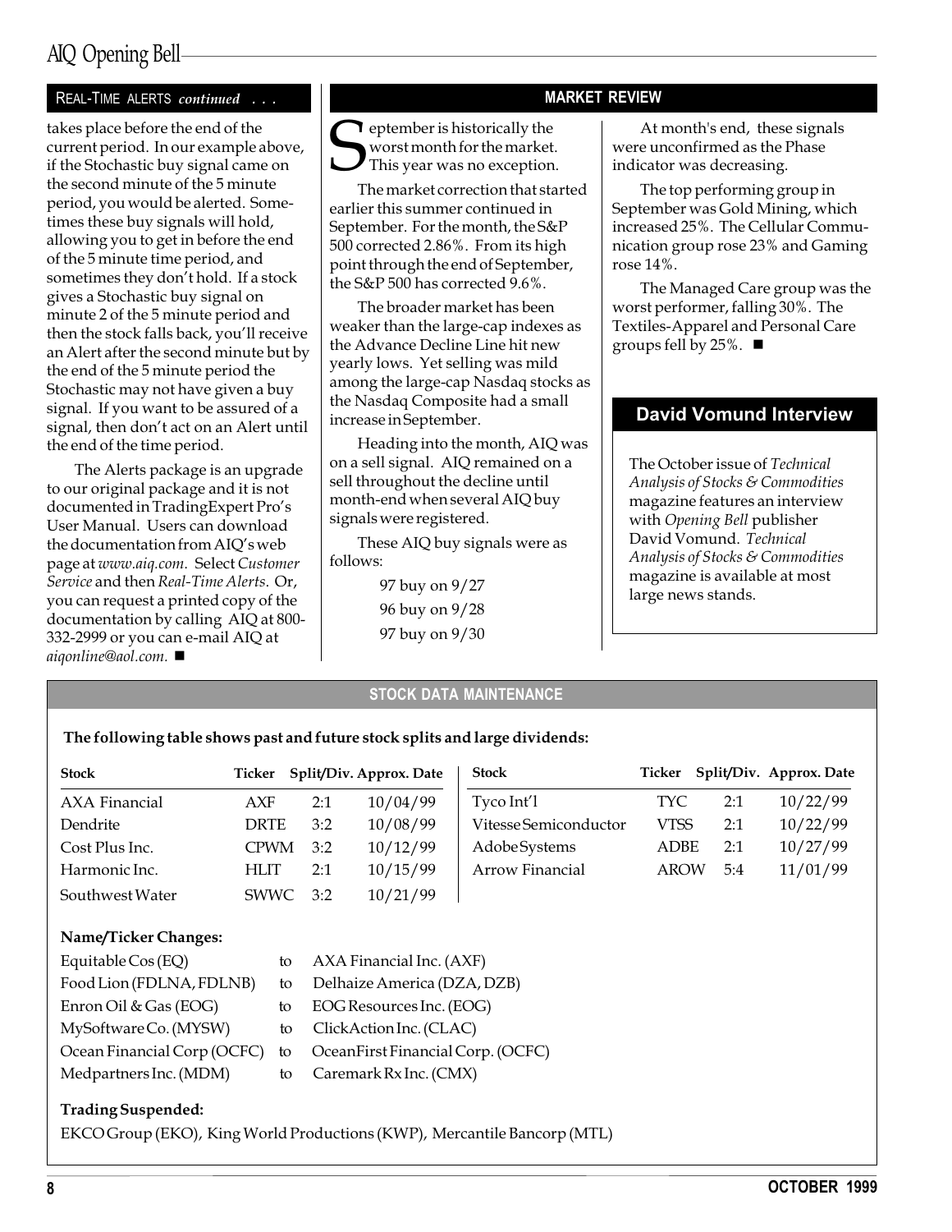## REAL-TIME ALERTS *continued* . . .

takes place before the end of the current period. In our example above, if the Stochastic buy signal came on the second minute of the 5 minute period, you would be alerted. Sometimes these buy signals will hold, allowing you to get in before the end of the 5 minute time period, and sometimes they don't hold. If a stock gives a Stochastic buy signal on minute 2 of the 5 minute period and then the stock falls back, you'll receive an Alert after the second minute but by the end of the 5 minute period the Stochastic may not have given a buy signal. If you want to be assured of a signal, then don't act on an Alert until the end of the time period.

The Alerts package is an upgrade to our original package and it is not documented in TradingExpert Pro's User Manual. Users can download the documentation from AIQ's web page at *www.aiq.com*. Select *Customer Service* and then *Real-Time Alerts*. Or, you can request a printed copy of the documentation by calling AIQ at 800-332-2999 or you can e-mail AIQ at *aiqonline@aol.com*. ■

## MARKET REVIEW

September is historically the worst month for the market. This year was no exception.

The market correction that started earlier this summer continued in September. For the month, the S&P 500 corrected 2.86%. From its high point through the end of September, the S&P 500 has corrected 9.6%.

The broader market has been weaker than the large-cap indexes as the Advance Decline Line hit new yearly lows. Yet selling was mild among the large-cap Nasdaq stocks as the Nasdaq Composite had a small increase in September.

Heading into the month, AIQ was on a sell signal. AIQ remained on a sell throughout the decline until month-end when several AIQ buy signals were registered.

These AIQ buy signals were as follows:

97 buy on 9/27
96 buy on 9/28
97 buy on 9/30

At month's end, these signals were unconfirmed as the Phase indicator was decreasing.

The top performing group in September was Gold Mining, which increased 25%. The Cellular Communication group rose 23% and Gaming rose 14%.

The Managed Care group was the worst performer, falling 30%. The Textiles-Apparel and Personal Care groups fell by 25%. ■

## David Vomund Interview

The October issue of *Technical Analysis of Stocks & Commodities* magazine features an interview with *Opening Bell* publisher David Vomund. *Technical Analysis of Stocks & Commodities* magazine is available at most large news stands.

## STOCK DATA MAINTENANCE

**The following table shows past and future stock splits and large dividends:**

| Stock | Ticker | Split/Div. | Approx. Date |
|---|---|---|---|
| AXA Financial | AXF | 2:1 | 10/04/99 |
| Dendrite | DRTE | 3:2 | 10/08/99 |
| Cost Plus Inc. | CPWM | 3:2 | 10/12/99 |
| Harmonic Inc. | HLIT | 2:1 | 10/15/99 |
| Southwest Water | SWWC | 3:2 | 10/21/99 |
| Tyco Int'l | TYC | 2:1 | 10/22/99 |
| Vitesse Semiconductor | VTSS | 2:1 | 10/22/99 |
| Adobe Systems | ADBE | 2:1 | 10/27/99 |
| Arrow Financial | AROW | 5:4 | 11/01/99 |

**Name/Ticker Changes:**

Equitable Cos (EQ) to AXA Financial Inc. (AXF)
Food Lion (FDLNA, FDLNB) to Delhaize America (DZA, DZB)
Enron Oil & Gas (EOG) to EOG Resources Inc. (EOG)
MySoftware Co. (MYSW) to ClickAction Inc. (CLAC)
Ocean Financial Corp (OCFC) to OceanFirst Financial Corp. (OCFC)
Medpartners Inc. (MDM) to Caremark Rx Inc. (CMX)

**Trading Suspended:**

EKCO Group (EKO), King World Productions (KWP), Mercantile Bancorp (MTL)